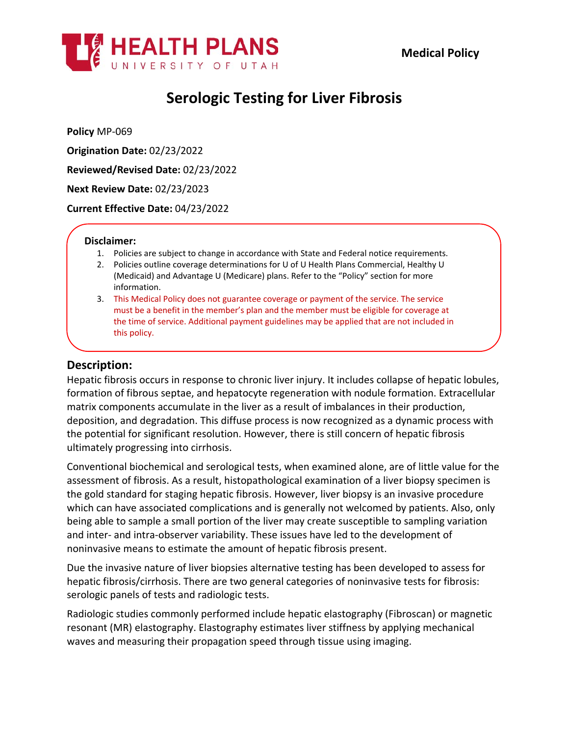**Medical Policy**

# Serologic Testing for Liver Fibrosis

**Policy** MP-069

**Origination Date:** 02/23/2022

**Reviewed/Revised Date:** 02/23/2022

**Next Review Date:** 02/23/2023

**Current Effective Date:** 04/23/2022

**Disclaimer:**

1. Policies are subject to change in accordance with State and Federal notice requirements.
2. Policies outline coverage determinations for U of U Health Plans Commercial, Healthy U (Medicaid) and Advantage U (Medicare) plans. Refer to the "Policy" section for more information.
3. This Medical Policy does not guarantee coverage or payment of the service. The service must be a benefit in the member's plan and the member must be eligible for coverage at the time of service. Additional payment guidelines may be applied that are not included in this policy.

## Description:

Hepatic fibrosis occurs in response to chronic liver injury. It includes collapse of hepatic lobules, formation of fibrous septae, and hepatocyte regeneration with nodule formation. Extracellular matrix components accumulate in the liver as a result of imbalances in their production, deposition, and degradation. This diffuse process is now recognized as a dynamic process with the potential for significant resolution. However, there is still concern of hepatic fibrosis ultimately progressing into cirrhosis.

Conventional biochemical and serological tests, when examined alone, are of little value for the assessment of fibrosis. As a result, histopathological examination of a liver biopsy specimen is the gold standard for staging hepatic fibrosis. However, liver biopsy is an invasive procedure which can have associated complications and is generally not welcomed by patients. Also, only being able to sample a small portion of the liver may create susceptible to sampling variation and inter- and intra-observer variability. These issues have led to the development of noninvasive means to estimate the amount of hepatic fibrosis present.

Due the invasive nature of liver biopsies alternative testing has been developed to assess for hepatic fibrosis/cirrhosis. There are two general categories of noninvasive tests for fibrosis: serologic panels of tests and radiologic tests.

Radiologic studies commonly performed include hepatic elastography (Fibroscan) or magnetic resonant (MR) elastography. Elastography estimates liver stiffness by applying mechanical waves and measuring their propagation speed through tissue using imaging.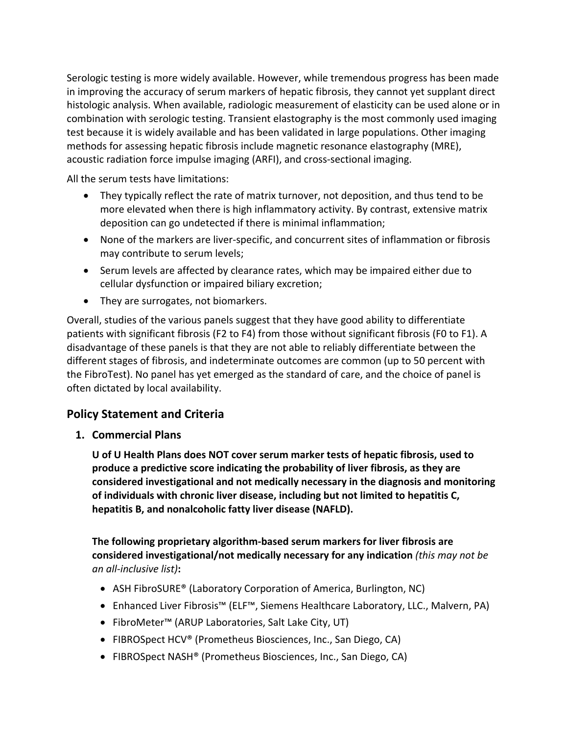Serologic testing is more widely available. However, while tremendous progress has been made in improving the accuracy of serum markers of hepatic fibrosis, they cannot yet supplant direct histologic analysis. When available, radiologic measurement of elasticity can be used alone or in combination with serologic testing. Transient elastography is the most commonly used imaging test because it is widely available and has been validated in large populations. Other imaging methods for assessing hepatic fibrosis include magnetic resonance elastography (MRE), acoustic radiation force impulse imaging (ARFI), and cross-sectional imaging.

All the serum tests have limitations:

- They typically reflect the rate of matrix turnover, not deposition, and thus tend to be more elevated when there is high inflammatory activity. By contrast, extensive matrix deposition can go undetected if there is minimal inflammation;
- None of the markers are liver-specific, and concurrent sites of inflammation or fibrosis may contribute to serum levels;
- Serum levels are affected by clearance rates, which may be impaired either due to cellular dysfunction or impaired biliary excretion;
- They are surrogates, not biomarkers.

Overall, studies of the various panels suggest that they have good ability to differentiate patients with significant fibrosis (F2 to F4) from those without significant fibrosis (F0 to F1). A disadvantage of these panels is that they are not able to reliably differentiate between the different stages of fibrosis, and indeterminate outcomes are common (up to 50 percent with the FibroTest). No panel has yet emerged as the standard of care, and the choice of panel is often dictated by local availability.

## Policy Statement and Criteria

### 1. Commercial Plans

**U of U Health Plans does NOT cover serum marker tests of hepatic fibrosis, used to produce a predictive score indicating the probability of liver fibrosis, as they are considered investigational and not medically necessary in the diagnosis and monitoring of individuals with chronic liver disease, including but not limited to hepatitis C, hepatitis B, and nonalcoholic fatty liver disease (NAFLD).**

**The following proprietary algorithm-based serum markers for liver fibrosis are considered investigational/not medically necessary for any indication** *(this may not be an all-inclusive list)***:**

- ASH FibroSURE® (Laboratory Corporation of America, Burlington, NC)
- Enhanced Liver Fibrosis™ (ELF™, Siemens Healthcare Laboratory, LLC., Malvern, PA)
- FibroMeter™ (ARUP Laboratories, Salt Lake City, UT)
- FIBROSpect HCV® (Prometheus Biosciences, Inc., San Diego, CA)
- FIBROSpect NASH® (Prometheus Biosciences, Inc., San Diego, CA)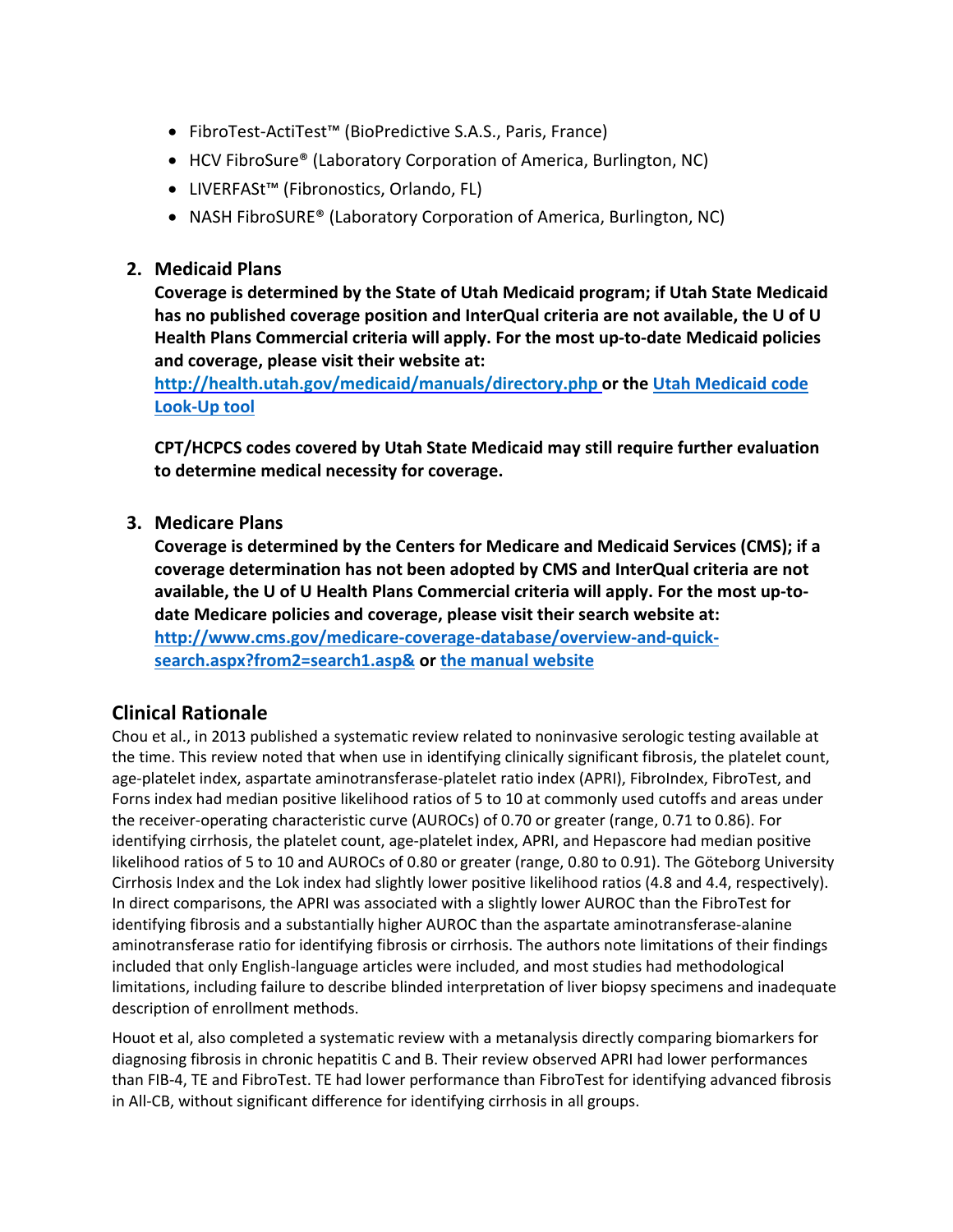- FibroTest-ActiTest™ (BioPredictive S.A.S., Paris, France)
- HCV FibroSure® (Laboratory Corporation of America, Burlington, NC)
- LIVERFASt™ (Fibronostics, Orlando, FL)
- NASH FibroSURE® (Laboratory Corporation of America, Burlington, NC)

2. **Medicaid Plans**

   **Coverage is determined by the State of Utah Medicaid program; if Utah State Medicaid has no published coverage position and InterQual criteria are not available, the U of U Health Plans Commercial criteria will apply. For the most up-to-date Medicaid policies and coverage, please visit their website at: [http://health.utah.gov/medicaid/manuals/directory.php](http://health.utah.gov/medicaid/manuals/directory.php) or the Utah Medicaid code Look-Up tool**

   **CPT/HCPCS codes covered by Utah State Medicaid may still require further evaluation to determine medical necessity for coverage.**

3. **Medicare Plans**

   **Coverage is determined by the Centers for Medicare and Medicaid Services (CMS); if a coverage determination has not been adopted by CMS and InterQual criteria are not available, the U of U Health Plans Commercial criteria will apply. For the most up-to-date Medicare policies and coverage, please visit their search website at: [http://www.cms.gov/medicare-coverage-database/overview-and-quick-search.aspx?from2=search1.asp&](http://www.cms.gov/medicare-coverage-database/overview-and-quick-search.aspx?from2=search1.asp&) or the manual website**

## Clinical Rationale

Chou et al., in 2013 published a systematic review related to noninvasive serologic testing available at the time. This review noted that when use in identifying clinically significant fibrosis, the platelet count, age-platelet index, aspartate aminotransferase-platelet ratio index (APRI), FibroIndex, FibroTest, and Forns index had median positive likelihood ratios of 5 to 10 at commonly used cutoffs and areas under the receiver-operating characteristic curve (AUROCs) of 0.70 or greater (range, 0.71 to 0.86). For identifying cirrhosis, the platelet count, age-platelet index, APRI, and Hepascore had median positive likelihood ratios of 5 to 10 and AUROCs of 0.80 or greater (range, 0.80 to 0.91). The Göteborg University Cirrhosis Index and the Lok index had slightly lower positive likelihood ratios (4.8 and 4.4, respectively). In direct comparisons, the APRI was associated with a slightly lower AUROC than the FibroTest for identifying fibrosis and a substantially higher AUROC than the aspartate aminotransferase-alanine aminotransferase ratio for identifying fibrosis or cirrhosis. The authors note limitations of their findings included that only English-language articles were included, and most studies had methodological limitations, including failure to describe blinded interpretation of liver biopsy specimens and inadequate description of enrollment methods.

Houot et al, also completed a systematic review with a metanalysis directly comparing biomarkers for diagnosing fibrosis in chronic hepatitis C and B. Their review observed APRI had lower performances than FIB-4, TE and FibroTest. TE had lower performance than FibroTest for identifying advanced fibrosis in All-CB, without significant difference for identifying cirrhosis in all groups.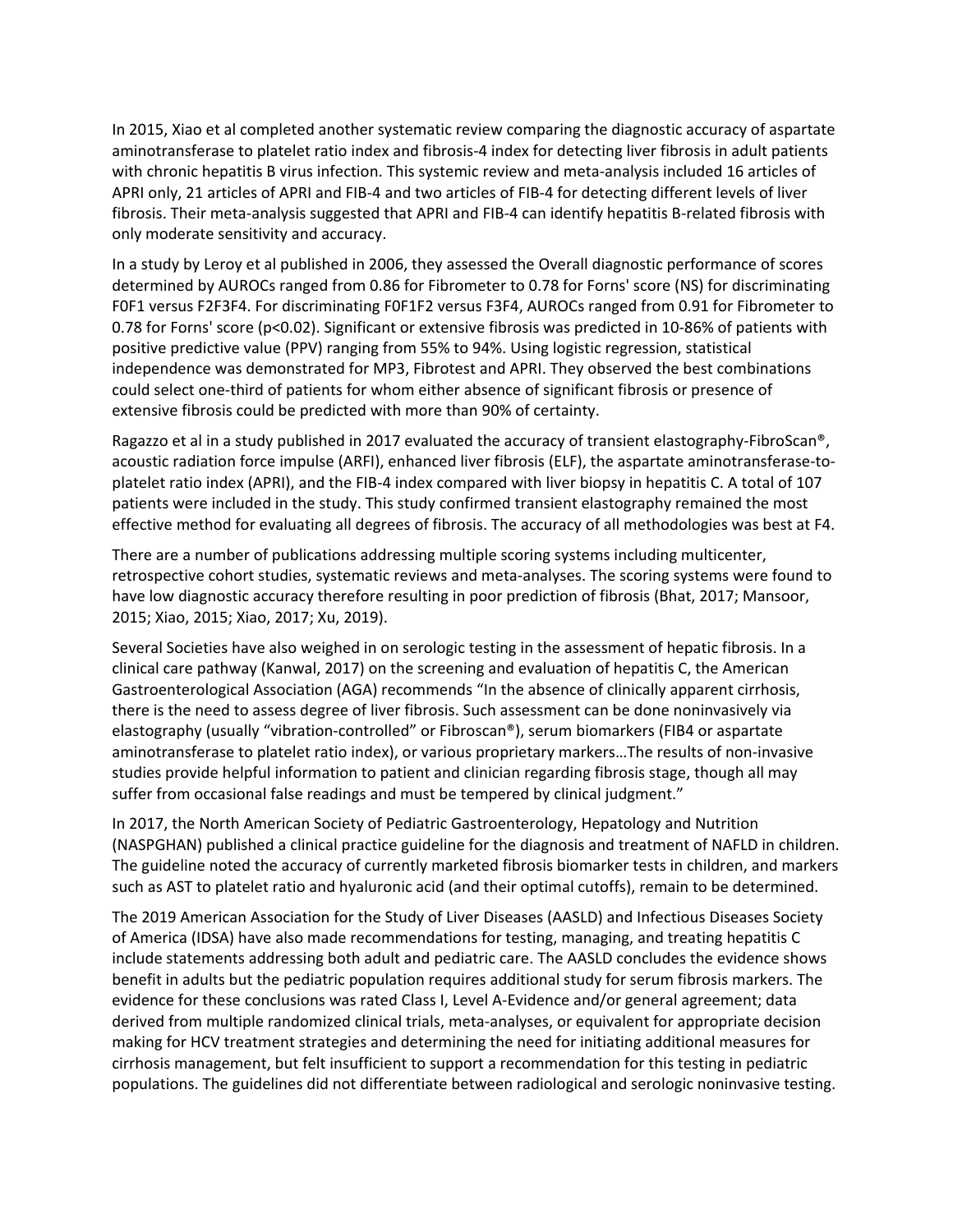In 2015, Xiao et al completed another systematic review comparing the diagnostic accuracy of aspartate aminotransferase to platelet ratio index and fibrosis-4 index for detecting liver fibrosis in adult patients with chronic hepatitis B virus infection. This systemic review and meta-analysis included 16 articles of APRI only, 21 articles of APRI and FIB-4 and two articles of FIB-4 for detecting different levels of liver fibrosis. Their meta-analysis suggested that APRI and FIB-4 can identify hepatitis B-related fibrosis with only moderate sensitivity and accuracy.

In a study by Leroy et al published in 2006, they assessed the Overall diagnostic performance of scores determined by AUROCs ranged from 0.86 for Fibrometer to 0.78 for Forns' score (NS) for discriminating F0F1 versus F2F3F4. For discriminating F0F1F2 versus F3F4, AUROCs ranged from 0.91 for Fibrometer to 0.78 for Forns' score ($p<0.02$). Significant or extensive fibrosis was predicted in 10-86% of patients with positive predictive value (PPV) ranging from 55% to 94%. Using logistic regression, statistical independence was demonstrated for MP3, Fibrotest and APRI. They observed the best combinations could select one-third of patients for whom either absence of significant fibrosis or presence of extensive fibrosis could be predicted with more than 90% of certainty.

Ragazzo et al in a study published in 2017 evaluated the accuracy of transient elastography-FibroScan®, acoustic radiation force impulse (ARFI), enhanced liver fibrosis (ELF), the aspartate aminotransferase-to-platelet ratio index (APRI), and the FIB-4 index compared with liver biopsy in hepatitis C. A total of 107 patients were included in the study. This study confirmed transient elastography remained the most effective method for evaluating all degrees of fibrosis. The accuracy of all methodologies was best at F4.

There are a number of publications addressing multiple scoring systems including multicenter, retrospective cohort studies, systematic reviews and meta-analyses. The scoring systems were found to have low diagnostic accuracy therefore resulting in poor prediction of fibrosis (Bhat, 2017; Mansoor, 2015; Xiao, 2015; Xiao, 2017; Xu, 2019).

Several Societies have also weighed in on serologic testing in the assessment of hepatic fibrosis. In a clinical care pathway (Kanwal, 2017) on the screening and evaluation of hepatitis C, the American Gastroenterological Association (AGA) recommends "In the absence of clinically apparent cirrhosis, there is the need to assess degree of liver fibrosis. Such assessment can be done noninvasively via elastography (usually "vibration-controlled" or Fibroscan®), serum biomarkers (FIB4 or aspartate aminotransferase to platelet ratio index), or various proprietary markers…The results of non-invasive studies provide helpful information to patient and clinician regarding fibrosis stage, though all may suffer from occasional false readings and must be tempered by clinical judgment."

In 2017, the North American Society of Pediatric Gastroenterology, Hepatology and Nutrition (NASPGHAN) published a clinical practice guideline for the diagnosis and treatment of NAFLD in children. The guideline noted the accuracy of currently marketed fibrosis biomarker tests in children, and markers such as AST to platelet ratio and hyaluronic acid (and their optimal cutoffs), remain to be determined.

The 2019 American Association for the Study of Liver Diseases (AASLD) and Infectious Diseases Society of America (IDSA) have also made recommendations for testing, managing, and treating hepatitis C include statements addressing both adult and pediatric care. The AASLD concludes the evidence shows benefit in adults but the pediatric population requires additional study for serum fibrosis markers. The evidence for these conclusions was rated Class I, Level A-Evidence and/or general agreement; data derived from multiple randomized clinical trials, meta-analyses, or equivalent for appropriate decision making for HCV treatment strategies and determining the need for initiating additional measures for cirrhosis management, but felt insufficient to support a recommendation for this testing in pediatric populations. The guidelines did not differentiate between radiological and serologic noninvasive testing.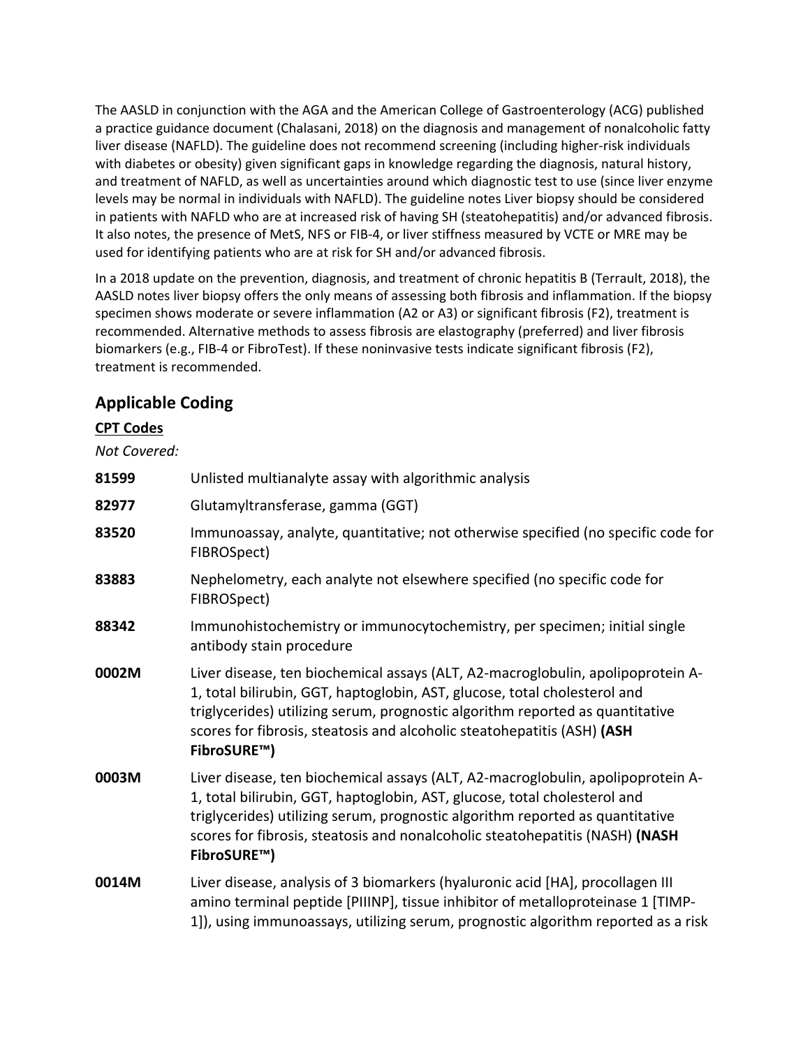The AASLD in conjunction with the AGA and the American College of Gastroenterology (ACG) published a practice guidance document (Chalasani, 2018) on the diagnosis and management of nonalcoholic fatty liver disease (NAFLD). The guideline does not recommend screening (including higher-risk individuals with diabetes or obesity) given significant gaps in knowledge regarding the diagnosis, natural history, and treatment of NAFLD, as well as uncertainties around which diagnostic test to use (since liver enzyme levels may be normal in individuals with NAFLD). The guideline notes Liver biopsy should be considered in patients with NAFLD who are at increased risk of having SH (steatohepatitis) and/or advanced fibrosis. It also notes, the presence of MetS, NFS or FIB-4, or liver stiffness measured by VCTE or MRE may be used for identifying patients who are at risk for SH and/or advanced fibrosis.

In a 2018 update on the prevention, diagnosis, and treatment of chronic hepatitis B (Terrault, 2018), the AASLD notes liver biopsy offers the only means of assessing both fibrosis and inflammation. If the biopsy specimen shows moderate or severe inflammation (A2 or A3) or significant fibrosis (F2), treatment is recommended. Alternative methods to assess fibrosis are elastography (preferred) and liver fibrosis biomarkers (e.g., FIB-4 or FibroTest). If these noninvasive tests indicate significant fibrosis (F2), treatment is recommended.

## Applicable Coding

**CPT Codes**

*Not Covered:*

| | |
|---|---|
| **81599** | Unlisted multianalyte assay with algorithmic analysis |
| **82977** | Glutamyltransferase, gamma (GGT) |
| **83520** | Immunoassay, analyte, quantitative; not otherwise specified (no specific code for FIBROSpect) |
| **83883** | Nephelometry, each analyte not elsewhere specified (no specific code for FIBROSpect) |
| **88342** | Immunohistochemistry or immunocytochemistry, per specimen; initial single antibody stain procedure |
| **0002M** | Liver disease, ten biochemical assays (ALT, A2-macroglobulin, apolipoprotein A-1, total bilirubin, GGT, haptoglobin, AST, glucose, total cholesterol and triglycerides) utilizing serum, prognostic algorithm reported as quantitative scores for fibrosis, steatosis and alcoholic steatohepatitis (ASH) **(ASH FibroSURE™)** |
| **0003M** | Liver disease, ten biochemical assays (ALT, A2-macroglobulin, apolipoprotein A-1, total bilirubin, GGT, haptoglobin, AST, glucose, total cholesterol and triglycerides) utilizing serum, prognostic algorithm reported as quantitative scores for fibrosis, steatosis and nonalcoholic steatohepatitis (NASH) **(NASH FibroSURE™)** |
| **0014M** | Liver disease, analysis of 3 biomarkers (hyaluronic acid [HA], procollagen III amino terminal peptide [PIIINP], tissue inhibitor of metalloproteinase 1 [TIMP-1]), using immunoassays, utilizing serum, prognostic algorithm reported as a risk |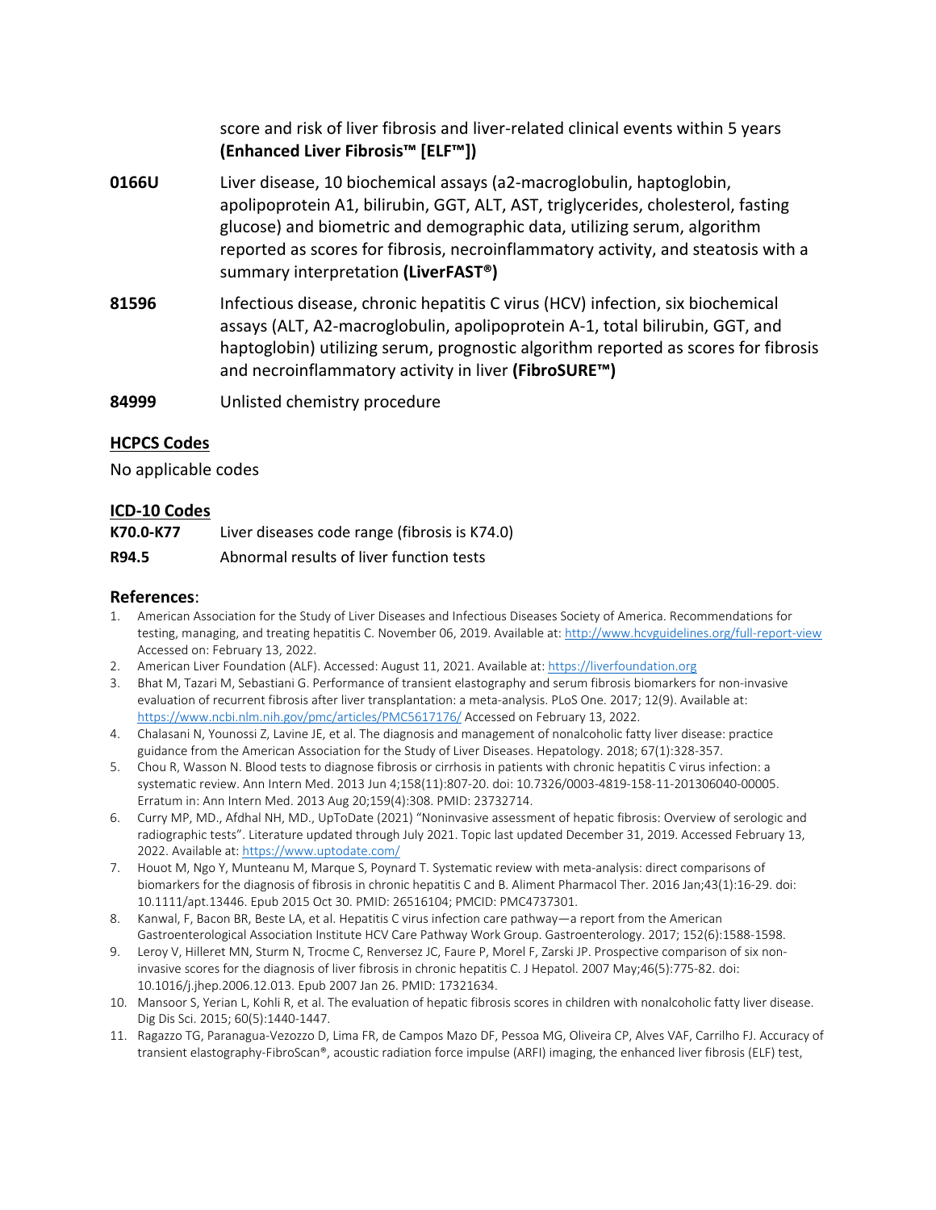score and risk of liver fibrosis and liver-related clinical events within 5 years **(Enhanced Liver Fibrosis™ [ELF™])**

| | |
|---|---|
| **0166U** | Liver disease, 10 biochemical assays (a2-macroglobulin, haptoglobin, apolipoprotein A1, bilirubin, GGT, ALT, AST, triglycerides, cholesterol, fasting glucose) and biometric and demographic data, utilizing serum, algorithm reported as scores for fibrosis, necroinflammatory activity, and steatosis with a summary interpretation **(LiverFAST®)** |
| **81596** | Infectious disease, chronic hepatitis C virus (HCV) infection, six biochemical assays (ALT, A2-macroglobulin, apolipoprotein A-1, total bilirubin, GGT, and haptoglobin) utilizing serum, prognostic algorithm reported as scores for fibrosis and necroinflammatory activity in liver **(FibroSURE™)** |
| **84999** | Unlisted chemistry procedure |

## HCPCS Codes

No applicable codes

## ICD-10 Codes

| | |
|---|---|
| **K70.0-K77** | Liver diseases code range (fibrosis is K74.0) |
| **R94.5** | Abnormal results of liver function tests |

## References:

1. American Association for the Study of Liver Diseases and Infectious Diseases Society of America. Recommendations for testing, managing, and treating hepatitis C. November 06, 2019. Available at: http://www.hcvguidelines.org/full-report-view Accessed on: February 13, 2022.
2. American Liver Foundation (ALF). Accessed: August 11, 2021. Available at: https://liverfoundation.org
3. Bhat M, Tazari M, Sebastiani G. Performance of transient elastography and serum fibrosis biomarkers for non-invasive evaluation of recurrent fibrosis after liver transplantation: a meta-analysis. PLoS One. 2017; 12(9). Available at: https://www.ncbi.nlm.nih.gov/pmc/articles/PMC5617176/ Accessed on February 13, 2022.
4. Chalasani N, Younossi Z, Lavine JE, et al. The diagnosis and management of nonalcoholic fatty liver disease: practice guidance from the American Association for the Study of Liver Diseases. Hepatology. 2018; 67(1):328-357.
5. Chou R, Wasson N. Blood tests to diagnose fibrosis or cirrhosis in patients with chronic hepatitis C virus infection: a systematic review. Ann Intern Med. 2013 Jun 4;158(11):807-20. doi: 10.7326/0003-4819-158-11-201306040-00005. Erratum in: Ann Intern Med. 2013 Aug 20;159(4):308. PMID: 23732714.
6. Curry MP, MD., Afdhal NH, MD., UpToDate (2021) "Noninvasive assessment of hepatic fibrosis: Overview of serologic and radiographic tests". Literature updated through July 2021. Topic last updated December 31, 2019. Accessed February 13, 2022. Available at: https://www.uptodate.com/
7. Houot M, Ngo Y, Munteanu M, Marque S, Poynard T. Systematic review with meta-analysis: direct comparisons of biomarkers for the diagnosis of fibrosis in chronic hepatitis C and B. Aliment Pharmacol Ther. 2016 Jan;43(1):16-29. doi: 10.1111/apt.13446. Epub 2015 Oct 30. PMID: 26516104; PMCID: PMC4737301.
8. Kanwal, F, Bacon BR, Beste LA, et al. Hepatitis C virus infection care pathway—a report from the American Gastroenterological Association Institute HCV Care Pathway Work Group. Gastroenterology. 2017; 152(6):1588-1598.
9. Leroy V, Hilleret MN, Sturm N, Trocme C, Renversez JC, Faure P, Morel F, Zarski JP. Prospective comparison of six non-invasive scores for the diagnosis of liver fibrosis in chronic hepatitis C. J Hepatol. 2007 May;46(5):775-82. doi: 10.1016/j.jhep.2006.12.013. Epub 2007 Jan 26. PMID: 17321634.
10. Mansoor S, Yerian L, Kohli R, et al. The evaluation of hepatic fibrosis scores in children with nonalcoholic fatty liver disease. Dig Dis Sci. 2015; 60(5):1440-1447.
11. Ragazzo TG, Paranagua-Vezozzo D, Lima FR, de Campos Mazo DF, Pessoa MG, Oliveira CP, Alves VAF, Carrilho FJ. Accuracy of transient elastography-FibroScan®, acoustic radiation force impulse (ARFI) imaging, the enhanced liver fibrosis (ELF) test,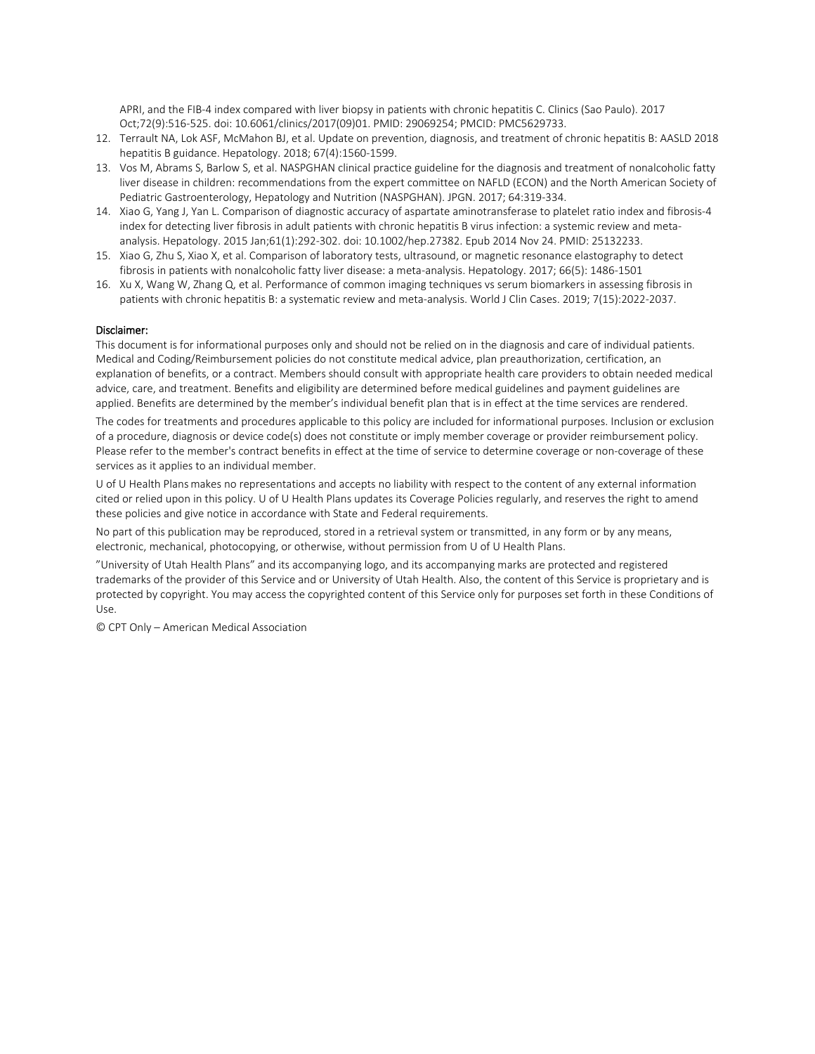APRI, and the FIB-4 index compared with liver biopsy in patients with chronic hepatitis C. Clinics (Sao Paulo). 2017 Oct;72(9):516-525. doi: 10.6061/clinics/2017(09)01. PMID: 29069254; PMCID: PMC5629733.

12. Terrault NA, Lok ASF, McMahon BJ, et al. Update on prevention, diagnosis, and treatment of chronic hepatitis B: AASLD 2018 hepatitis B guidance. Hepatology. 2018; 67(4):1560-1599.
13. Vos M, Abrams S, Barlow S, et al. NASPGHAN clinical practice guideline for the diagnosis and treatment of nonalcoholic fatty liver disease in children: recommendations from the expert committee on NAFLD (ECON) and the North American Society of Pediatric Gastroenterology, Hepatology and Nutrition (NASPGHAN). JPGN. 2017; 64:319-334.
14. Xiao G, Yang J, Yan L. Comparison of diagnostic accuracy of aspartate aminotransferase to platelet ratio index and fibrosis-4 index for detecting liver fibrosis in adult patients with chronic hepatitis B virus infection: a systemic review and meta-analysis. Hepatology. 2015 Jan;61(1):292-302. doi: 10.1002/hep.27382. Epub 2014 Nov 24. PMID: 25132233.
15. Xiao G, Zhu S, Xiao X, et al. Comparison of laboratory tests, ultrasound, or magnetic resonance elastography to detect fibrosis in patients with nonalcoholic fatty liver disease: a meta-analysis. Hepatology. 2017; 66(5): 1486-1501
16. Xu X, Wang W, Zhang Q, et al. Performance of common imaging techniques vs serum biomarkers in assessing fibrosis in patients with chronic hepatitis B: a systematic review and meta-analysis. World J Clin Cases. 2019; 7(15):2022-2037.

**Disclaimer:**

This document is for informational purposes only and should not be relied on in the diagnosis and care of individual patients. Medical and Coding/Reimbursement policies do not constitute medical advice, plan preauthorization, certification, an explanation of benefits, or a contract. Members should consult with appropriate health care providers to obtain needed medical advice, care, and treatment. Benefits and eligibility are determined before medical guidelines and payment guidelines are applied. Benefits are determined by the member's individual benefit plan that is in effect at the time services are rendered.

The codes for treatments and procedures applicable to this policy are included for informational purposes. Inclusion or exclusion of a procedure, diagnosis or device code(s) does not constitute or imply member coverage or provider reimbursement policy. Please refer to the member's contract benefits in effect at the time of service to determine coverage or non-coverage of these services as it applies to an individual member.

U of U Health Plans makes no representations and accepts no liability with respect to the content of any external information cited or relied upon in this policy. U of U Health Plans updates its Coverage Policies regularly, and reserves the right to amend these policies and give notice in accordance with State and Federal requirements.

No part of this publication may be reproduced, stored in a retrieval system or transmitted, in any form or by any means, electronic, mechanical, photocopying, or otherwise, without permission from U of U Health Plans.

"University of Utah Health Plans" and its accompanying logo, and its accompanying marks are protected and registered trademarks of the provider of this Service and or University of Utah Health. Also, the content of this Service is proprietary and is protected by copyright. You may access the copyrighted content of this Service only for purposes set forth in these Conditions of Use.

© CPT Only – American Medical Association